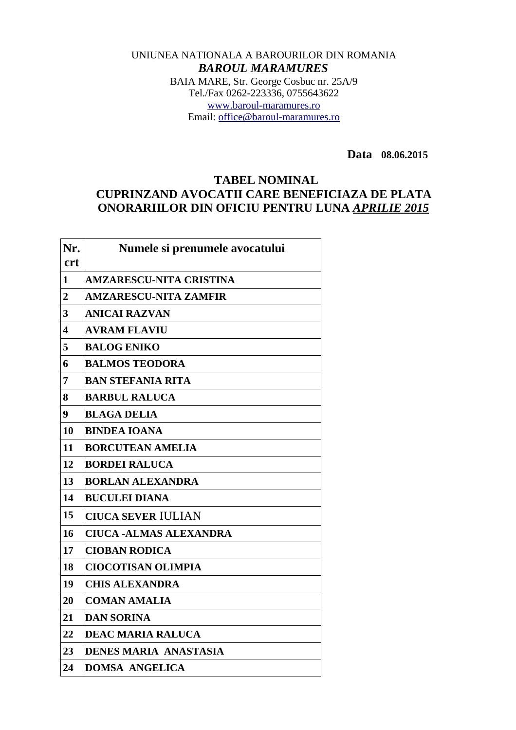UNIUNEA NATIONALA A BAROURILOR DIN ROMANIA

***BAROUL MARAMURES***

BAIA MARE, Str. George Cosbuc nr. 25A/9

Tel./Fax 0262-223336, 0755643622

www.baroul-maramures.ro

Email: office@baroul-maramures.ro

**Data 08.06.2015**

## TABEL NOMINAL
## CUPRINZAND AVOCATII CARE BENEFICIAZA DE PLATA ONORARIILOR DIN OFICIU PENTRU LUNA *APRILIE 2015*

| Nr. crt | Numele si prenumele avocatului |
|---|---|
| 1 | AMZARESCU-NITA CRISTINA |
| 2 | AMZARESCU-NITA ZAMFIR |
| 3 | ANICAI RAZVAN |
| 4 | AVRAM FLAVIU |
| 5 | BALOG ENIKO |
| 6 | BALMOS TEODORA |
| 7 | BAN STEFANIA RITA |
| 8 | BARBUL RALUCA |
| 9 | BLAGA DELIA |
| 10 | BINDEA IOANA |
| 11 | BORCUTEAN AMELIA |
| 12 | BORDEI RALUCA |
| 13 | BORLAN ALEXANDRA |
| 14 | BUCULEI DIANA |
| 15 | CIUCA SEVER IULIAN |
| 16 | CIUCA -ALMAS ALEXANDRA |
| 17 | CIOBAN RODICA |
| 18 | CIOCOTISAN OLIMPIA |
| 19 | CHIS ALEXANDRA |
| 20 | COMAN AMALIA |
| 21 | DAN SORINA |
| 22 | DEAC MARIA RALUCA |
| 23 | DENES MARIA ANASTASIA |
| 24 | DOMSA ANGELICA |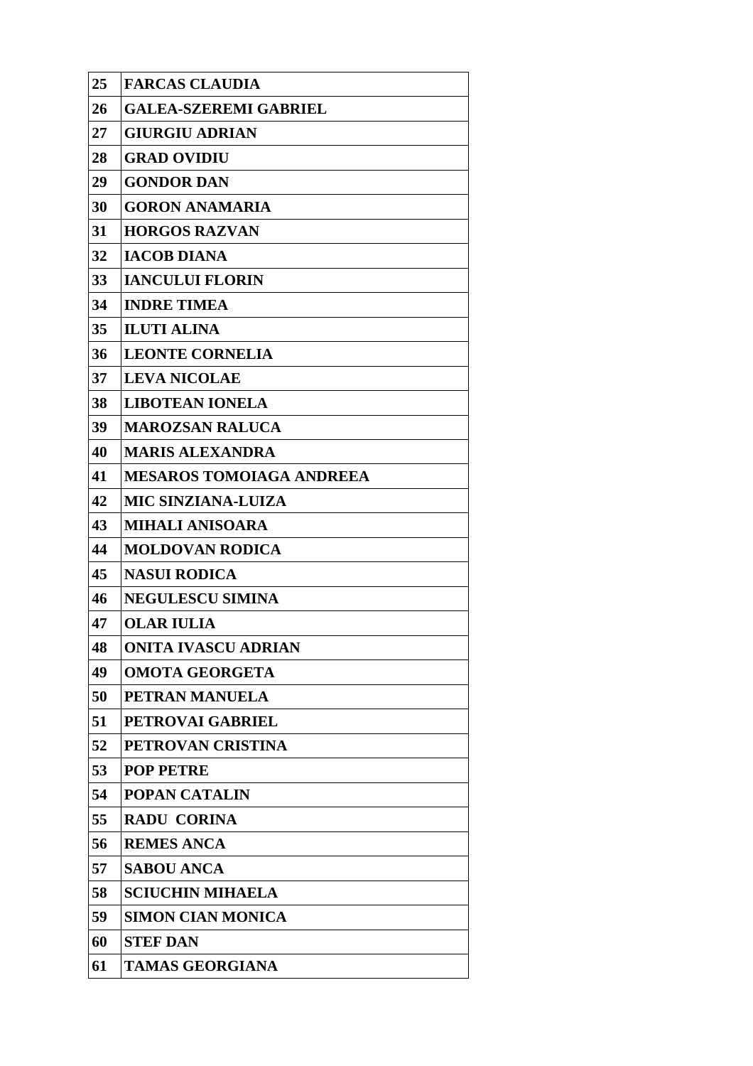| 25 | **FARCAS CLAUDIA** |
|---|---|
| 26 | **GALEA-SZEREMI GABRIEL** |
| 27 | **GIURGIU ADRIAN** |
| 28 | **GRAD OVIDIU** |
| 29 | **GONDOR DAN** |
| 30 | **GORON ANAMARIA** |
| 31 | **HORGOS RAZVAN** |
| 32 | **IACOB DIANA** |
| 33 | **IANCULUI FLORIN** |
| 34 | **INDRE TIMEA** |
| 35 | **ILUTI ALINA** |
| 36 | **LEONTE CORNELIA** |
| 37 | **LEVA NICOLAE** |
| 38 | **LIBOTEAN IONELA** |
| 39 | **MAROZSAN RALUCA** |
| 40 | **MARIS ALEXANDRA** |
| 41 | **MESAROS TOMOIAGA ANDREEA** |
| 42 | **MIC SINZIANA-LUIZA** |
| 43 | **MIHALI ANISOARA** |
| 44 | **MOLDOVAN RODICA** |
| 45 | **NASUI RODICA** |
| 46 | **NEGULESCU SIMINA** |
| 47 | **OLAR IULIA** |
| 48 | **ONITA IVASCU ADRIAN** |
| 49 | **OMOTA GEORGETA** |
| 50 | **PETRAN MANUELA** |
| 51 | **PETROVAI GABRIEL** |
| 52 | **PETROVAN CRISTINA** |
| 53 | **POP PETRE** |
| 54 | **POPAN CATALIN** |
| 55 | **RADU CORINA** |
| 56 | **REMES ANCA** |
| 57 | **SABOU ANCA** |
| 58 | **SCIUCHIN MIHAELA** |
| 59 | **SIMON CIAN MONICA** |
| 60 | **STEF DAN** |
| 61 | **TAMAS GEORGIANA** |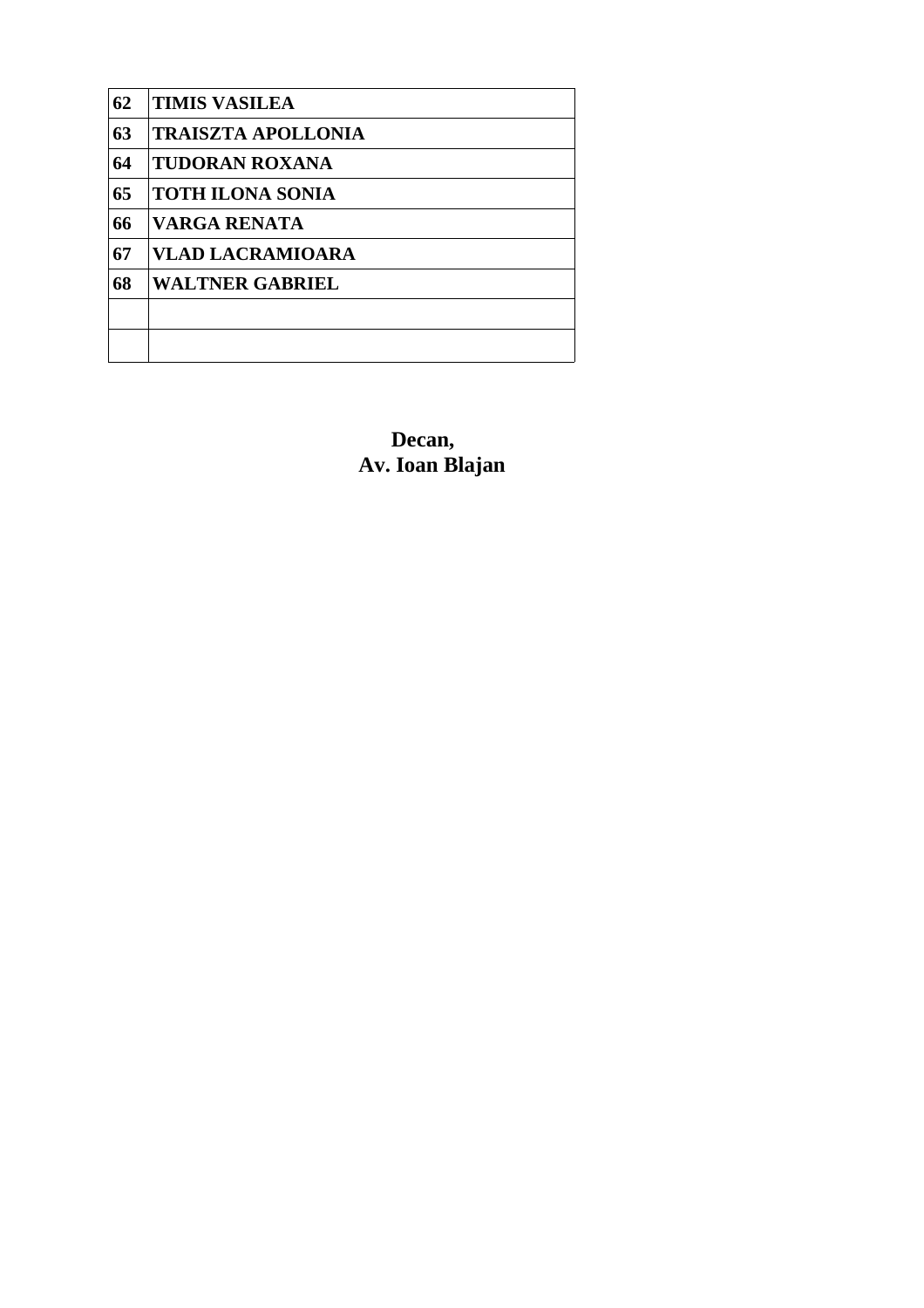| | |
|---|---|
| **62** | **TIMIS VASILEA** |
| **63** | **TRAISZTA APOLLONIA** |
| **64** | **TUDORAN ROXANA** |
| **65** | **TOTH ILONA SONIA** |
| **66** | **VARGA RENATA** |
| **67** | **VLAD LACRAMIOARA** |
| **68** | **WALTNER GABRIEL** |
| | |
| | |

**Decan,**
**Av. Ioan Blajan**